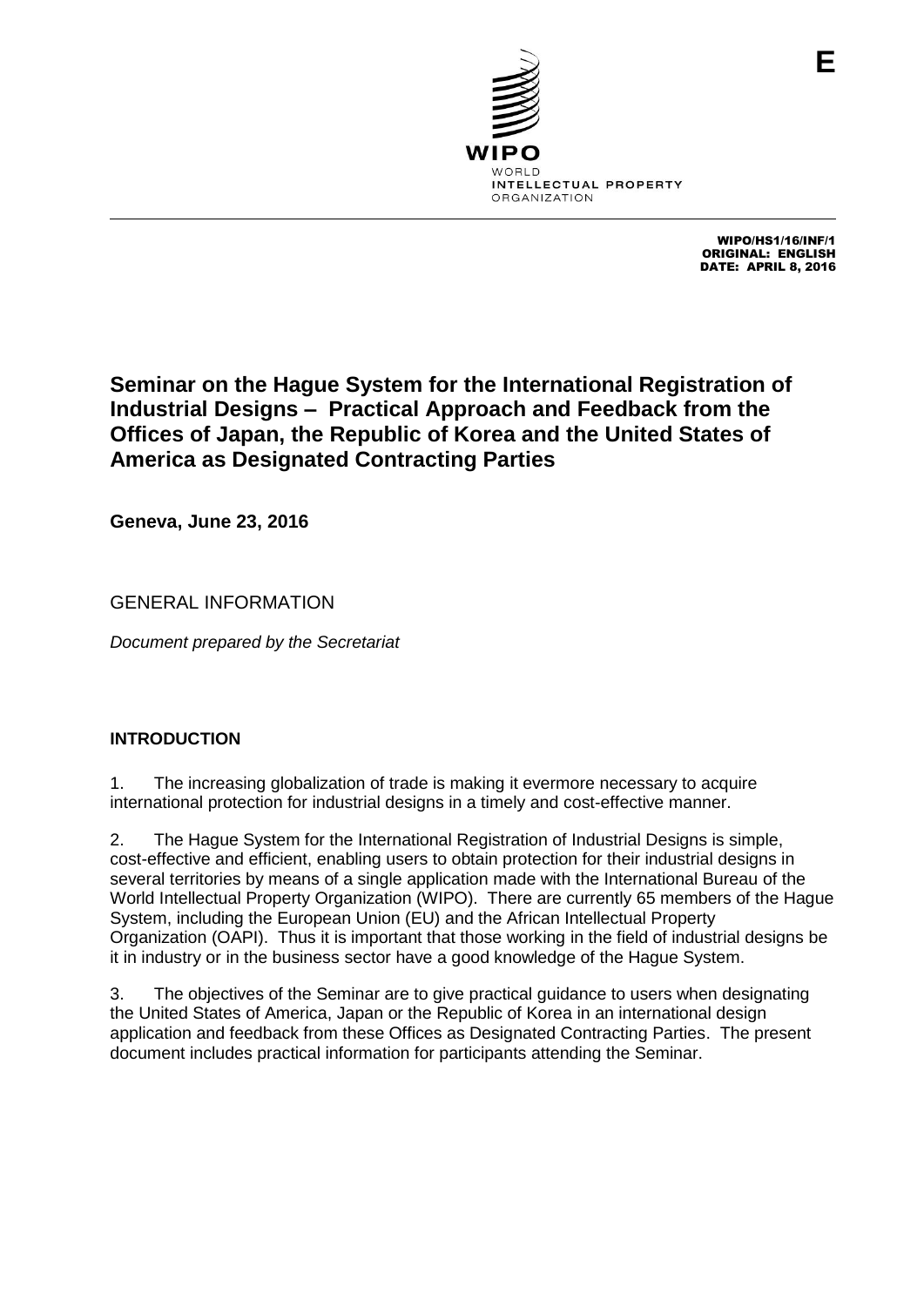WIPO/HS1/16/INF/1
ORIGINAL: ENGLISH
DATE: APRIL 8, 2016

# Seminar on the Hague System for the International Registration of Industrial Designs – Practical Approach and Feedback from the Offices of Japan, the Republic of Korea and the United States of America as Designated Contracting Parties

**Geneva, June 23, 2016**

GENERAL INFORMATION

*Document prepared by the Secretariat*

## INTRODUCTION

1. The increasing globalization of trade is making it evermore necessary to acquire international protection for industrial designs in a timely and cost-effective manner.

2. The Hague System for the International Registration of Industrial Designs is simple, cost-effective and efficient, enabling users to obtain protection for their industrial designs in several territories by means of a single application made with the International Bureau of the World Intellectual Property Organization (WIPO). There are currently 65 members of the Hague System, including the European Union (EU) and the African Intellectual Property Organization (OAPI). Thus it is important that those working in the field of industrial designs be it in industry or in the business sector have a good knowledge of the Hague System.

3. The objectives of the Seminar are to give practical guidance to users when designating the United States of America, Japan or the Republic of Korea in an international design application and feedback from these Offices as Designated Contracting Parties. The present document includes practical information for participants attending the Seminar.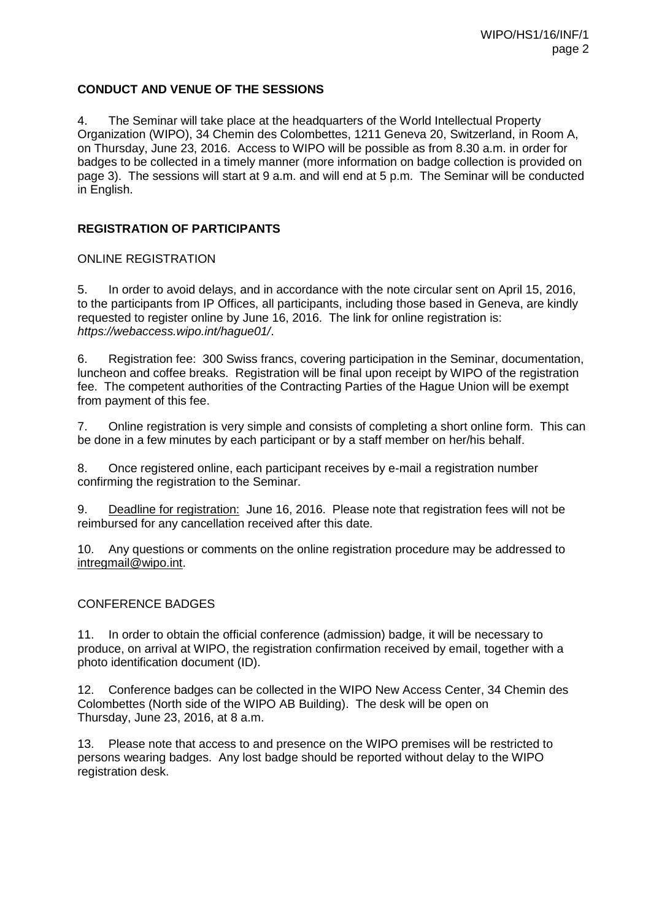## CONDUCT AND VENUE OF THE SESSIONS

4. The Seminar will take place at the headquarters of the World Intellectual Property Organization (WIPO), 34 Chemin des Colombettes, 1211 Geneva 20, Switzerland, in Room A, on Thursday, June 23, 2016. Access to WIPO will be possible as from 8.30 a.m. in order for badges to be collected in a timely manner (more information on badge collection is provided on page 3). The sessions will start at 9 a.m. and will end at 5 p.m. The Seminar will be conducted in English.

## REGISTRATION OF PARTICIPANTS

### ONLINE REGISTRATION

5. In order to avoid delays, and in accordance with the note circular sent on April 15, 2016, to the participants from IP Offices, all participants, including those based in Geneva, are kindly requested to register online by June 16, 2016. The link for online registration is: *https://webaccess.wipo.int/hague01/*.

6. Registration fee: 300 Swiss francs, covering participation in the Seminar, documentation, luncheon and coffee breaks. Registration will be final upon receipt by WIPO of the registration fee. The competent authorities of the Contracting Parties of the Hague Union will be exempt from payment of this fee.

7. Online registration is very simple and consists of completing a short online form. This can be done in a few minutes by each participant or by a staff member on her/his behalf.

8. Once registered online, each participant receives by e-mail a registration number confirming the registration to the Seminar.

9. Deadline for registration: June 16, 2016. Please note that registration fees will not be reimbursed for any cancellation received after this date.

10. Any questions or comments on the online registration procedure may be addressed to intregmail@wipo.int.

### CONFERENCE BADGES

11. In order to obtain the official conference (admission) badge, it will be necessary to produce, on arrival at WIPO, the registration confirmation received by email, together with a photo identification document (ID).

12. Conference badges can be collected in the WIPO New Access Center, 34 Chemin des Colombettes (North side of the WIPO AB Building). The desk will be open on Thursday, June 23, 2016, at 8 a.m.

13. Please note that access to and presence on the WIPO premises will be restricted to persons wearing badges. Any lost badge should be reported without delay to the WIPO registration desk.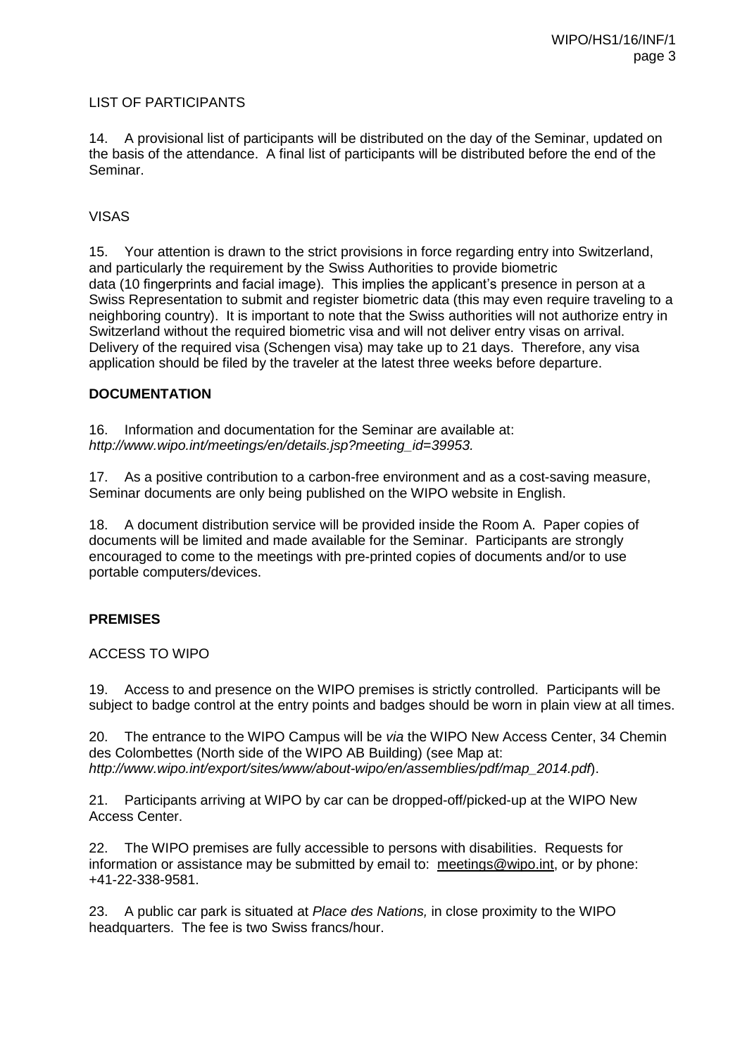LIST OF PARTICIPANTS

14. A provisional list of participants will be distributed on the day of the Seminar, updated on the basis of the attendance. A final list of participants will be distributed before the end of the Seminar.

VISAS

15. Your attention is drawn to the strict provisions in force regarding entry into Switzerland, and particularly the requirement by the Swiss Authorities to provide biometric data (10 fingerprints and facial image). This implies the applicant's presence in person at a Swiss Representation to submit and register biometric data (this may even require traveling to a neighboring country). It is important to note that the Swiss authorities will not authorize entry in Switzerland without the required biometric visa and will not deliver entry visas on arrival. Delivery of the required visa (Schengen visa) may take up to 21 days. Therefore, any visa application should be filed by the traveler at the latest three weeks before departure.

## DOCUMENTATION

16. Information and documentation for the Seminar are available at: *http://www.wipo.int/meetings/en/details.jsp?meeting_id=39953.*

17. As a positive contribution to a carbon-free environment and as a cost-saving measure, Seminar documents are only being published on the WIPO website in English.

18. A document distribution service will be provided inside the Room A. Paper copies of documents will be limited and made available for the Seminar. Participants are strongly encouraged to come to the meetings with pre-printed copies of documents and/or to use portable computers/devices.

## PREMISES

ACCESS TO WIPO

19. Access to and presence on the WIPO premises is strictly controlled. Participants will be subject to badge control at the entry points and badges should be worn in plain view at all times.

20. The entrance to the WIPO Campus will be *via* the WIPO New Access Center, 34 Chemin des Colombettes (North side of the WIPO AB Building) (see Map at: *http://www.wipo.int/export/sites/www/about-wipo/en/assemblies/pdf/map_2014.pdf*).

21. Participants arriving at WIPO by car can be dropped-off/picked-up at the WIPO New Access Center.

22. The WIPO premises are fully accessible to persons with disabilities. Requests for information or assistance may be submitted by email to: meetings@wipo.int, or by phone: +41-22-338-9581.

23. A public car park is situated at *Place des Nations,* in close proximity to the WIPO headquarters. The fee is two Swiss francs/hour.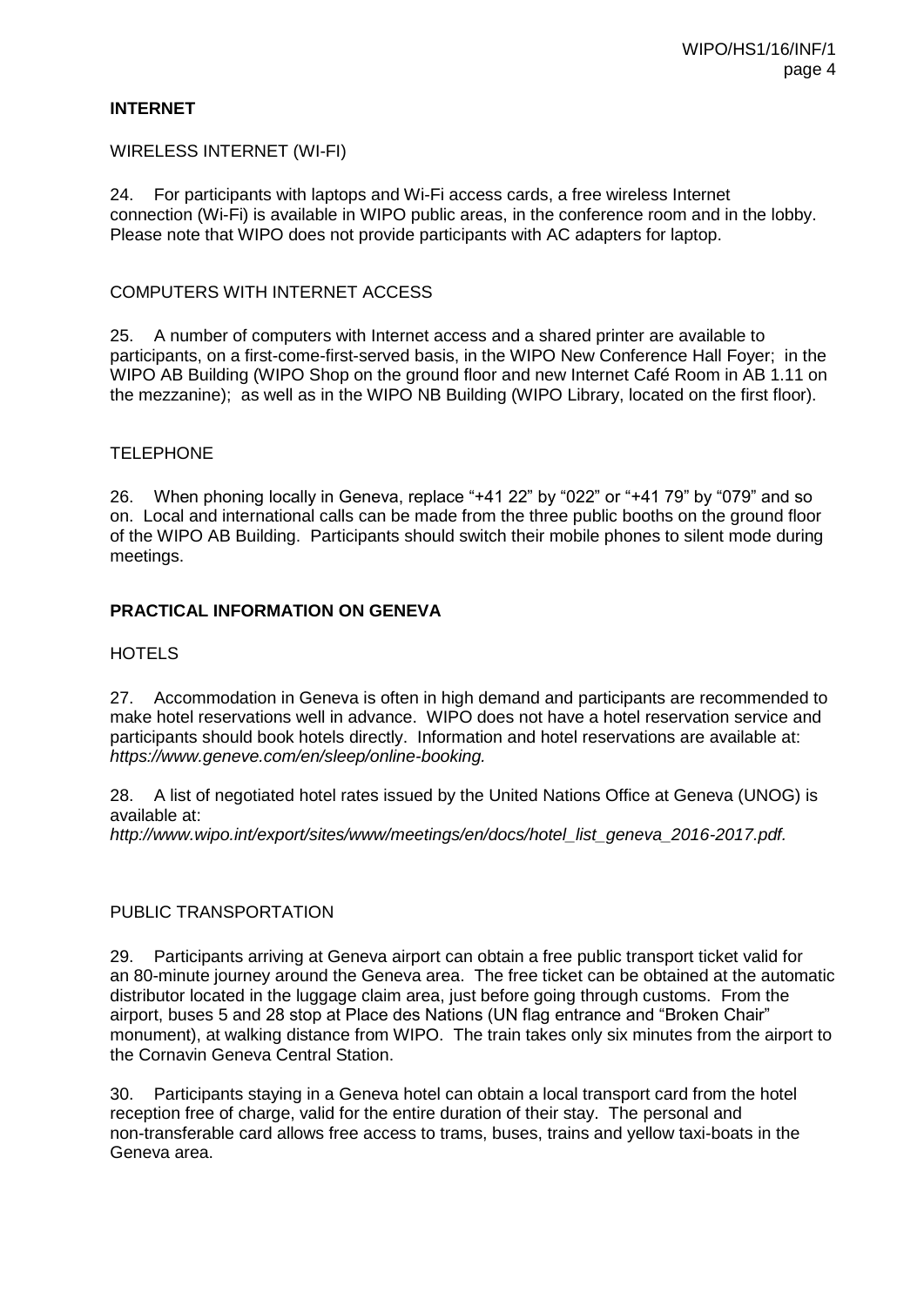## INTERNET

### WIRELESS INTERNET (WI-FI)

24. For participants with laptops and Wi-Fi access cards, a free wireless Internet connection (Wi-Fi) is available in WIPO public areas, in the conference room and in the lobby. Please note that WIPO does not provide participants with AC adapters for laptop.

### COMPUTERS WITH INTERNET ACCESS

25. A number of computers with Internet access and a shared printer are available to participants, on a first-come-first-served basis, in the WIPO New Conference Hall Foyer; in the WIPO AB Building (WIPO Shop on the ground floor and new Internet Café Room in AB 1.11 on the mezzanine); as well as in the WIPO NB Building (WIPO Library, located on the first floor).

### TELEPHONE

26. When phoning locally in Geneva, replace "+41 22" by "022" or "+41 79" by "079" and so on. Local and international calls can be made from the three public booths on the ground floor of the WIPO AB Building. Participants should switch their mobile phones to silent mode during meetings.

## PRACTICAL INFORMATION ON GENEVA

### HOTELS

27. Accommodation in Geneva is often in high demand and participants are recommended to make hotel reservations well in advance. WIPO does not have a hotel reservation service and participants should book hotels directly. Information and hotel reservations are available at: *https://www.geneve.com/en/sleep/online-booking.*

28. A list of negotiated hotel rates issued by the United Nations Office at Geneva (UNOG) is available at:
*http://www.wipo.int/export/sites/www/meetings/en/docs/hotel_list_geneva_2016-2017.pdf.*

### PUBLIC TRANSPORTATION

29. Participants arriving at Geneva airport can obtain a free public transport ticket valid for an 80-minute journey around the Geneva area. The free ticket can be obtained at the automatic distributor located in the luggage claim area, just before going through customs. From the airport, buses 5 and 28 stop at Place des Nations (UN flag entrance and "Broken Chair" monument), at walking distance from WIPO. The train takes only six minutes from the airport to the Cornavin Geneva Central Station.

30. Participants staying in a Geneva hotel can obtain a local transport card from the hotel reception free of charge, valid for the entire duration of their stay. The personal and non-transferable card allows free access to trams, buses, trains and yellow taxi-boats in the Geneva area.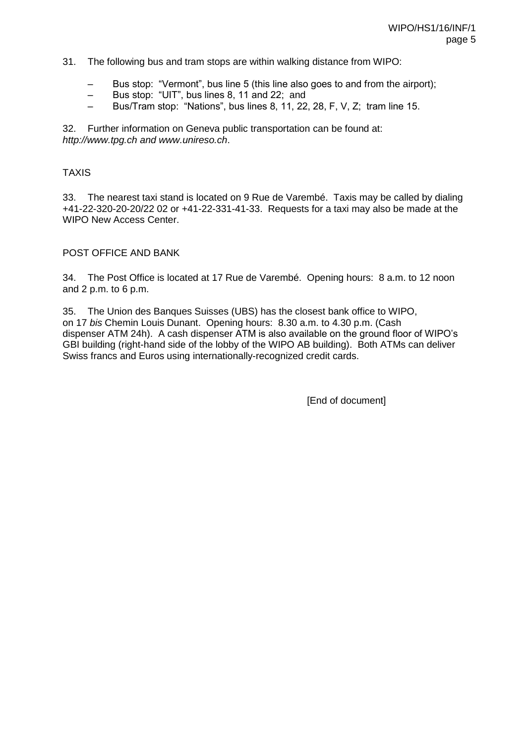31. The following bus and tram stops are within walking distance from WIPO:

- Bus stop: "Vermont", bus line 5 (this line also goes to and from the airport);
- Bus stop: "UIT", bus lines 8, 11 and 22; and
- Bus/Tram stop: "Nations", bus lines 8, 11, 22, 28, F, V, Z; tram line 15.

32. Further information on Geneva public transportation can be found at: *http://www.tpg.ch and www.unireso.ch*.

## TAXIS

33. The nearest taxi stand is located on 9 Rue de Varembé. Taxis may be called by dialing +41-22-320-20-20/22 02 or +41-22-331-41-33. Requests for a taxi may also be made at the WIPO New Access Center.

## POST OFFICE AND BANK

34. The Post Office is located at 17 Rue de Varembé. Opening hours: 8 a.m. to 12 noon and 2 p.m. to 6 p.m.

35. The Union des Banques Suisses (UBS) has the closest bank office to WIPO, on 17 *bis* Chemin Louis Dunant. Opening hours: 8.30 a.m. to 4.30 p.m. (Cash dispenser ATM 24h). A cash dispenser ATM is also available on the ground floor of WIPO's GBI building (right-hand side of the lobby of the WIPO AB building). Both ATMs can deliver Swiss francs and Euros using internationally-recognized credit cards.

[End of document]